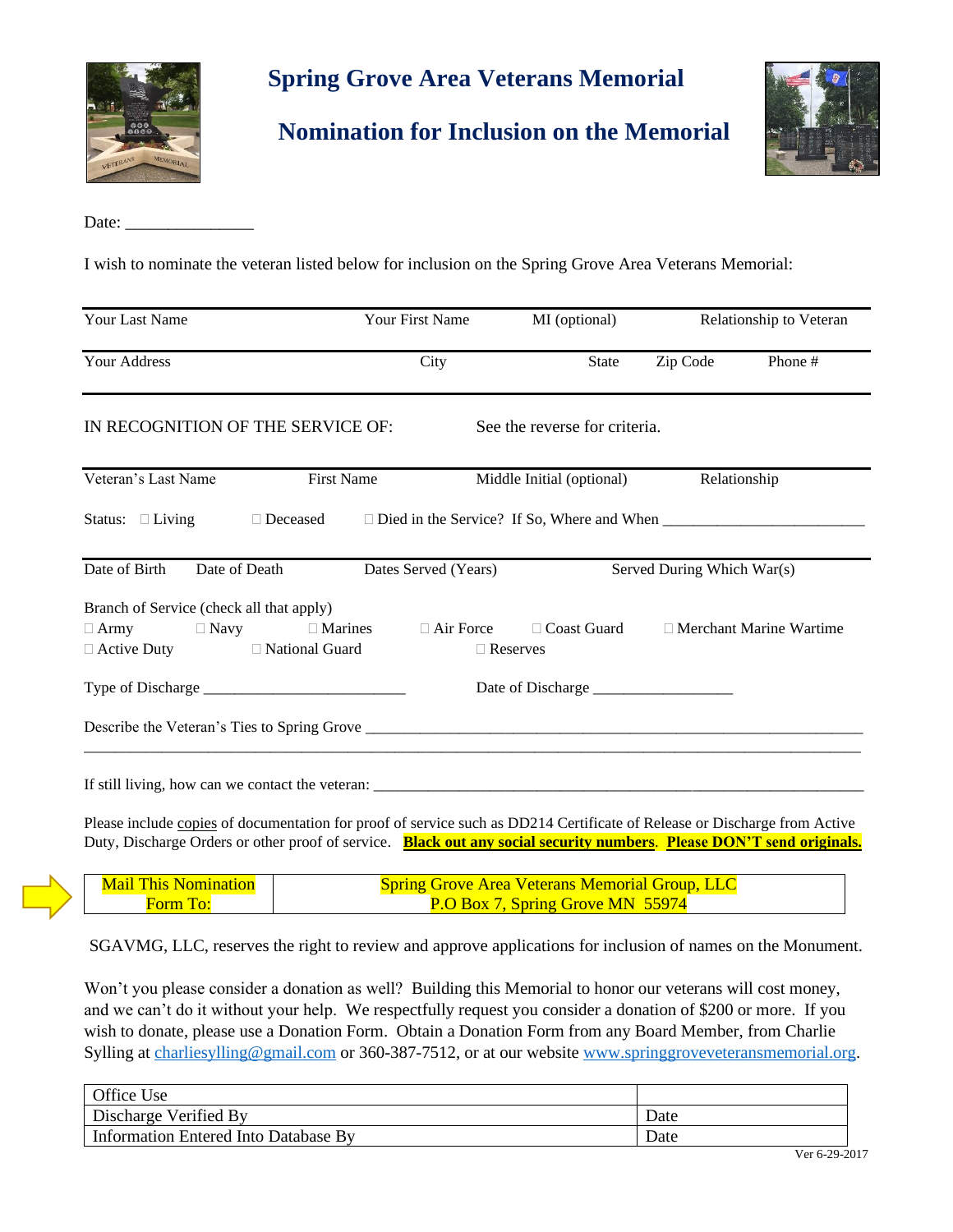# Spring Grove Area Veterans Memorial

## Nomination for Inclusion on the Memorial

Date: _______________

I wish to nominate the veteran listed below for inclusion on the Spring Grove Area Veterans Memorial:

| Your Last Name | Your First Name | MI (optional) | Relationship to Veteran |
|---|---|---|---|

| Your Address | City | State | Zip Code | Phone # |
|---|---|---|---|---|

IN RECOGNITION OF THE SERVICE OF: See the reverse for criteria.

| Veteran's Last Name | First Name | Middle Initial (optional) | Relationship |
|---|---|---|---|

Status: ☐ Living ☐ Deceased ☐ Died in the Service? If So, Where and When _________________________

| Date of Birth | Date of Death | Dates Served (Years) | Served During Which War(s) |
|---|---|---|---|

Branch of Service (check all that apply)

☐ Army ☐ Navy ☐ Marines ☐ Air Force ☐ Coast Guard ☐ Merchant Marine Wartime

☐ Active Duty ☐ National Guard ☐ Reserves

Type of Discharge _________________________ Date of Discharge _________________

Describe the Veteran's Ties to Spring Grove _________________________________________________________________

_________________________________________________________________________________________

If still living, how can we contact the veteran: ___________________________________________________________

Please include copies of documentation for proof of service such as DD214 Certificate of Release or Discharge from Active Duty, Discharge Orders or other proof of service. **Black out any social security numbers**. **Please DON'T send originals.**

| Mail This Nomination Form To: | Spring Grove Area Veterans Memorial Group, LLC<br>P.O Box 7, Spring Grove MN 55974 |
|---|---|

SGAVMG, LLC, reserves the right to review and approve applications for inclusion of names on the Monument.

Won't you please consider a donation as well? Building this Memorial to honor our veterans will cost money, and we can't do it without your help. We respectfully request you consider a donation of $200 or more. If you wish to donate, please use a Donation Form. Obtain a Donation Form from any Board Member, from Charlie Sylling at charliesylling@gmail.com or 360-387-7512, or at our website www.springgroveveteransmemorial.org.

| Office Use | |
|---|---|
| Discharge Verified By | Date |
| Information Entered Into Database By | Date |

Ver 6-29-2017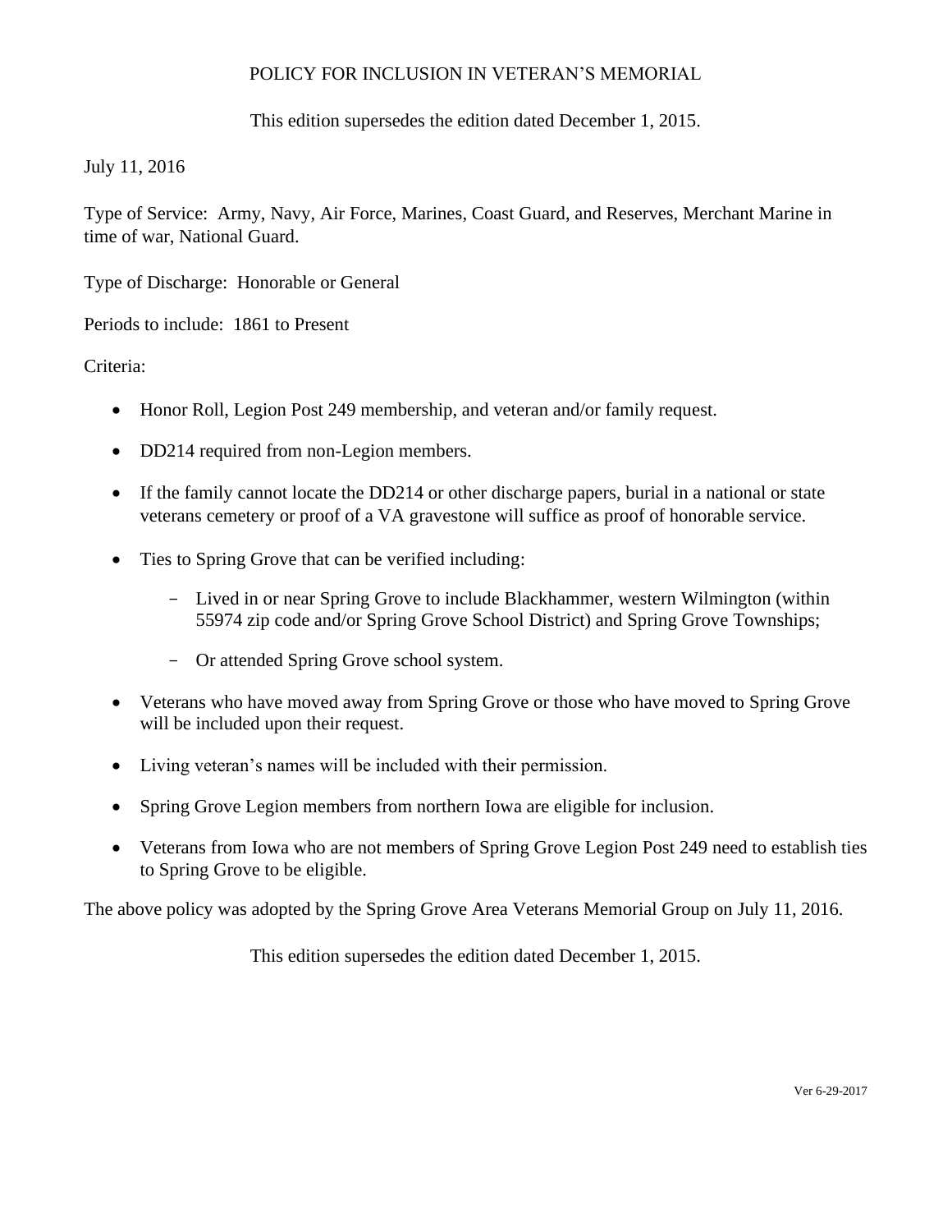# POLICY FOR INCLUSION IN VETERAN'S MEMORIAL

This edition supersedes the edition dated December 1, 2015.

July 11, 2016

Type of Service: Army, Navy, Air Force, Marines, Coast Guard, and Reserves, Merchant Marine in time of war, National Guard.

Type of Discharge: Honorable or General

Periods to include: 1861 to Present

Criteria:

- Honor Roll, Legion Post 249 membership, and veteran and/or family request.
- DD214 required from non-Legion members.
- If the family cannot locate the DD214 or other discharge papers, burial in a national or state veterans cemetery or proof of a VA gravestone will suffice as proof of honorable service.
- Ties to Spring Grove that can be verified including:
  - Lived in or near Spring Grove to include Blackhammer, western Wilmington (within 55974 zip code and/or Spring Grove School District) and Spring Grove Townships;
  - Or attended Spring Grove school system.
- Veterans who have moved away from Spring Grove or those who have moved to Spring Grove will be included upon their request.
- Living veteran's names will be included with their permission.
- Spring Grove Legion members from northern Iowa are eligible for inclusion.
- Veterans from Iowa who are not members of Spring Grove Legion Post 249 need to establish ties to Spring Grove to be eligible.

The above policy was adopted by the Spring Grove Area Veterans Memorial Group on July 11, 2016.

This edition supersedes the edition dated December 1, 2015.

Ver 6-29-2017